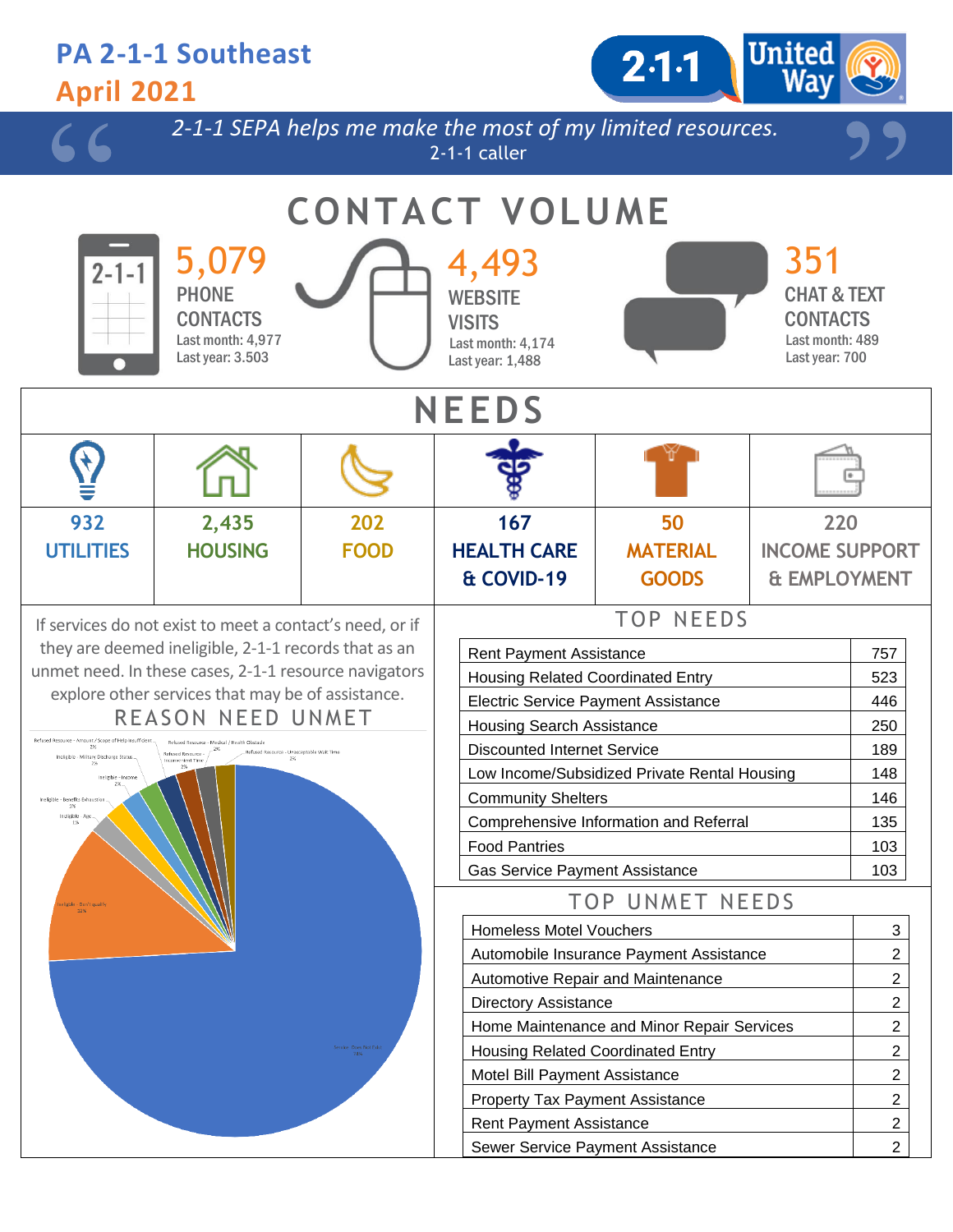# PA 2-1-1 Southeast

## April 2021

*2-1-1 SEPA helps me make the most of my limited resources.*

2-1-1 caller

## CONTACT VOLUME

**5,079**
PHONE CONTACTS
Last month: 4,977
Last year: 3.503

**4,493**
WEBSITE VISITS
Last month: 4,174
Last year: 1,488

**351**
CHAT & TEXT CONTACTS
Last month: 489
Last year: 700

## NEEDS

| 932 | 2,435 | 202 | 167 | 50 | 220 |
|---|---|---|---|---|---|
| UTILITIES | HOUSING | FOOD | HEALTH CARE & COVID-19 | MATERIAL GOODS | INCOME SUPPORT & EMPLOYMENT |

If services do not exist to meet a contact's need, or if they are deemed ineligible, 2-1-1 records that as an unmet need. In these cases, 2-1-1 resource navigators explore other services that may be of assistance.

### REASON NEED UNMET

- Refused Resource - Amount/Scope of Help Insufficient 2%
- Refused Resource - Medical / Health Obstacle 2%
- Refused Resource - Unacceptable Wait Time 2%
- Refused Resource - Inconvenient Time 2%
- Ineligible - Military Discharge Status 2%
- Ineligible - Income 2%
- Ineligible - Benefits Exhaustion 2%
- Ineligible - Age 2%
- Ineligible - Don't qualify 22%
- Service Does Not Exist 59%

### TOP NEEDS

| Need | Count |
|---|---|
| Rent Payment Assistance | 757 |
| Housing Related Coordinated Entry | 523 |
| Electric Service Payment Assistance | 446 |
| Housing Search Assistance | 250 |
| Discounted Internet Service | 189 |
| Low Income/Subsidized Private Rental Housing | 148 |
| Community Shelters | 146 |
| Comprehensive Information and Referral | 135 |
| Food Pantries | 103 |
| Gas Service Payment Assistance | 103 |

### TOP UNMET NEEDS

| Need | Count |
|---|---|
| Homeless Motel Vouchers | 3 |
| Automobile Insurance Payment Assistance | 2 |
| Automotive Repair and Maintenance | 2 |
| Directory Assistance | 2 |
| Home Maintenance and Minor Repair Services | 2 |
| Housing Related Coordinated Entry | 2 |
| Motel Bill Payment Assistance | 2 |
| Property Tax Payment Assistance | 2 |
| Rent Payment Assistance | 2 |
| Sewer Service Payment Assistance | 2 |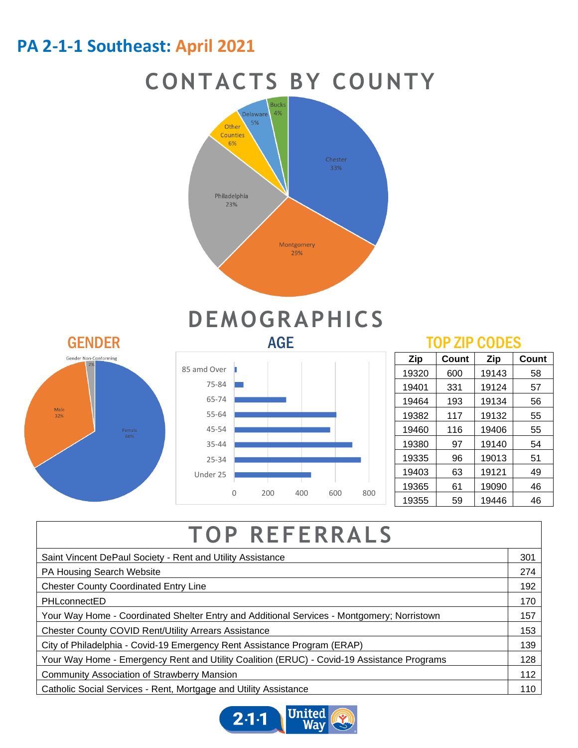# PA 2-1-1 Southeast: April 2021

## CONTACTS BY COUNTY

Chester 33%
Montgomery 29%
Philadelphia 23%
Other Counties 6%
Delaware 5%
Bucks 4%

## DEMOGRAPHICS

### GENDER

Female 66%
Male 32%
Gender Non-Conforming 2%

### AGE

85 amd Over
75-84
65-74
55-64
45-54
35-44
25-34
Under 25

0 200 400 600 800

### TOP ZIP CODES

| Zip | Count | Zip | Count |
|---|---|---|---|
| 19320 | 600 | 19143 | 58 |
| 19401 | 331 | 19124 | 57 |
| 19464 | 193 | 19134 | 56 |
| 19382 | 117 | 19132 | 55 |
| 19460 | 116 | 19406 | 55 |
| 19380 | 97 | 19140 | 54 |
| 19335 | 96 | 19013 | 51 |
| 19403 | 63 | 19121 | 49 |
| 19365 | 61 | 19090 | 46 |
| 19355 | 59 | 19446 | 46 |

## TOP REFERRALS

| Referral | Count |
|---|---|
| Saint Vincent DePaul Society - Rent and Utility Assistance | 301 |
| PA Housing Search Website | 274 |
| Chester County Coordinated Entry Line | 192 |
| PHLconnectED | 170 |
| Your Way Home - Coordinated Shelter Entry and Additional Services - Montgomery; Norristown | 157 |
| Chester County COVID Rent/Utility Arrears Assistance | 153 |
| City of Philadelphia - Covid-19 Emergency Rent Assistance Program (ERAP) | 139 |
| Your Way Home - Emergency Rent and Utility Coalition (ERUC) - Covid-19 Assistance Programs | 128 |
| Community Association of Strawberry Mansion | 112 |
| Catholic Social Services - Rent, Mortgage and Utility Assistance | 110 |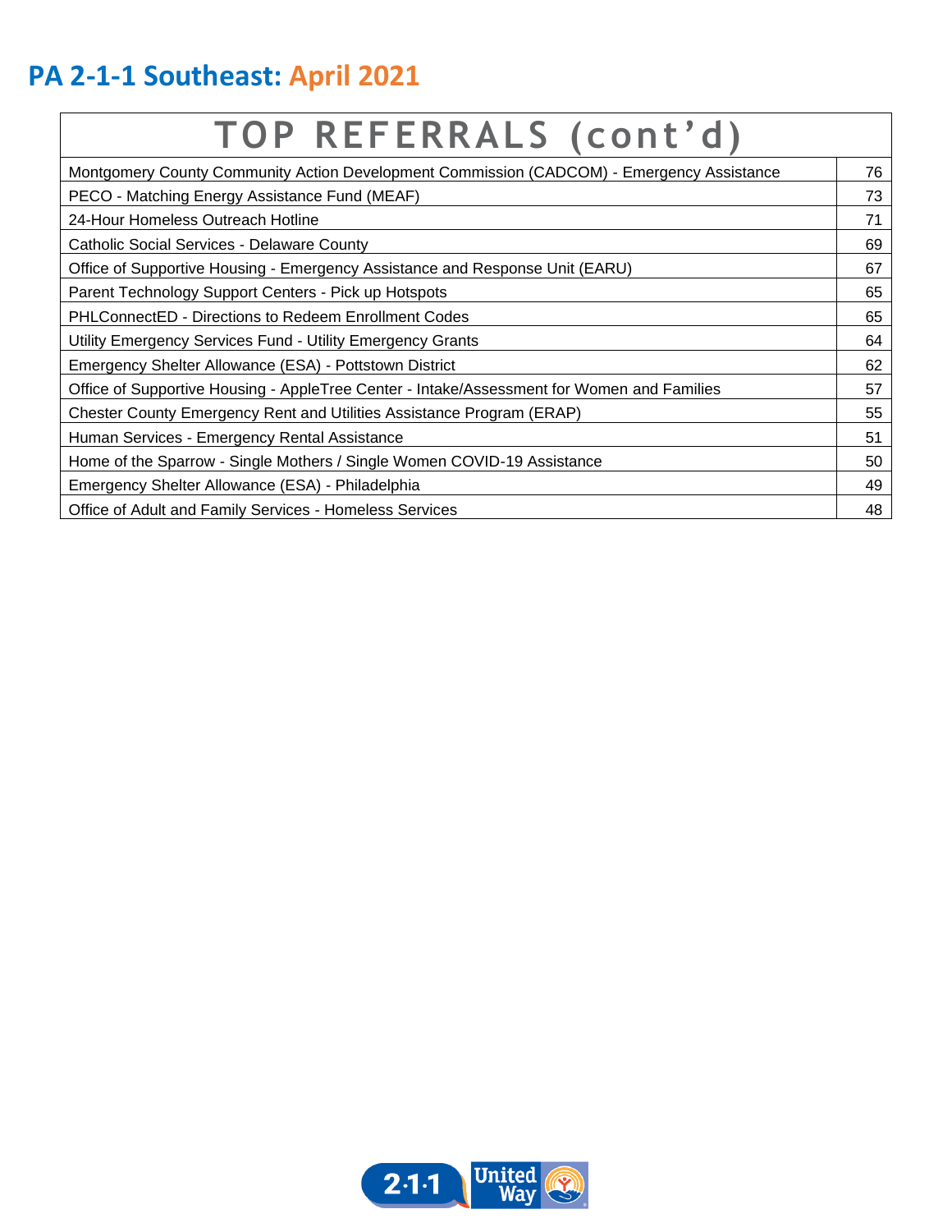# PA 2-1-1 Southeast: April 2021

## TOP REFERRALS (cont'd)

| | |
|---|---|
| Montgomery County Community Action Development Commission (CADCOM) - Emergency Assistance | 76 |
| PECO - Matching Energy Assistance Fund (MEAF) | 73 |
| 24-Hour Homeless Outreach Hotline | 71 |
| Catholic Social Services - Delaware County | 69 |
| Office of Supportive Housing - Emergency Assistance and Response Unit (EARU) | 67 |
| Parent Technology Support Centers - Pick up Hotspots | 65 |
| PHLConnectED - Directions to Redeem Enrollment Codes | 65 |
| Utility Emergency Services Fund - Utility Emergency Grants | 64 |
| Emergency Shelter Allowance (ESA) - Pottstown District | 62 |
| Office of Supportive Housing - AppleTree Center - Intake/Assessment for Women and Families | 57 |
| Chester County Emergency Rent and Utilities Assistance Program (ERAP) | 55 |
| Human Services - Emergency Rental Assistance | 51 |
| Home of the Sparrow - Single Mothers / Single Women COVID-19 Assistance | 50 |
| Emergency Shelter Allowance (ESA) - Philadelphia | 49 |
| Office of Adult and Family Services - Homeless Services | 48 |